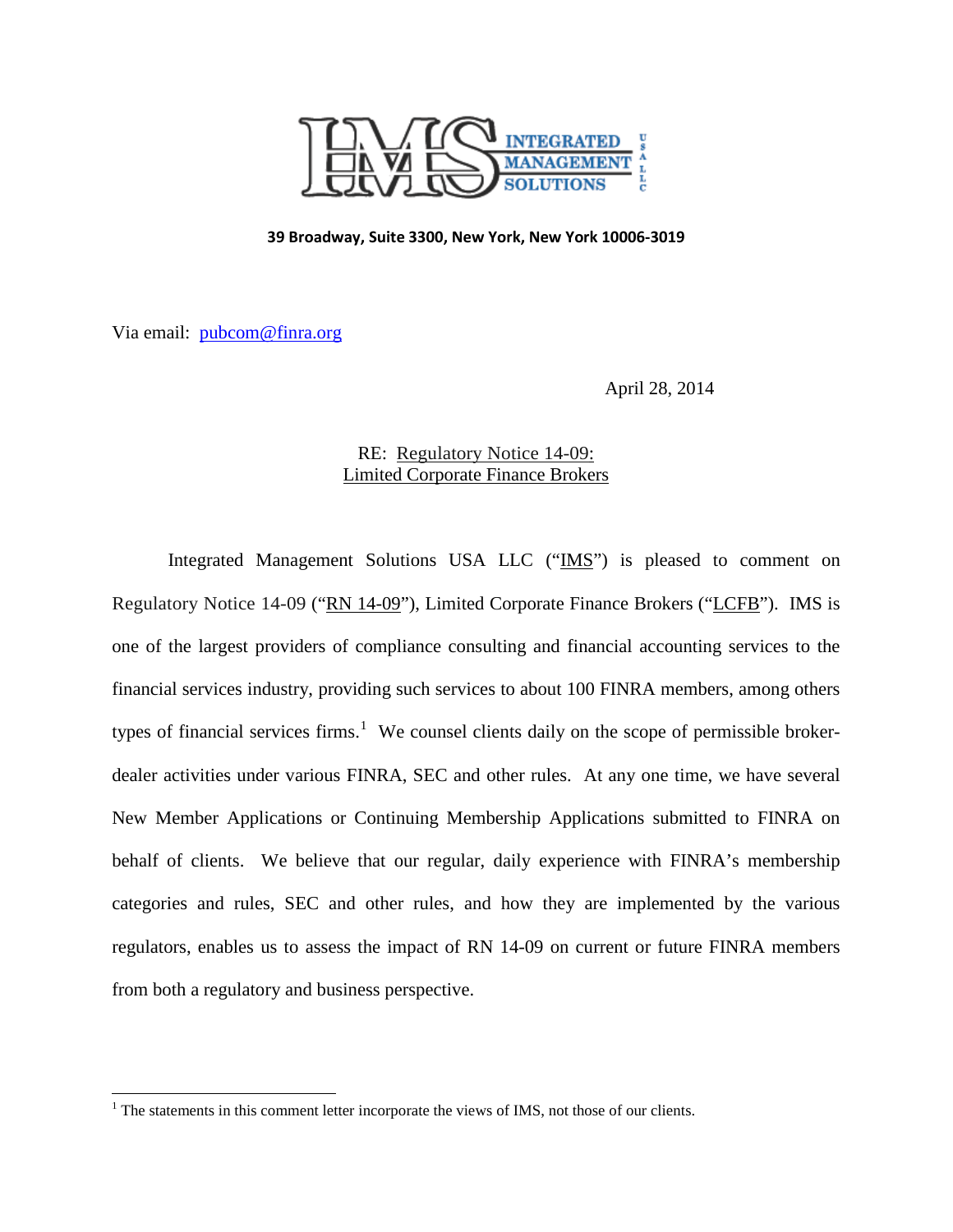INTEGRATED MANAGEMENT SOLUTIONS USA LLC

**39 Broadway, Suite 3300, New York, New York 10006-3019**

Via email: pubcom@finra.org

April 28, 2014

RE: Regulatory Notice 14-09:
Limited Corporate Finance Brokers

Integrated Management Solutions USA LLC ("IMS") is pleased to comment on Regulatory Notice 14-09 ("RN 14-09"), Limited Corporate Finance Brokers ("LCFB"). IMS is one of the largest providers of compliance consulting and financial accounting services to the financial services industry, providing such services to about 100 FINRA members, among others types of financial services firms.[1] We counsel clients daily on the scope of permissible broker-dealer activities under various FINRA, SEC and other rules. At any one time, we have several New Member Applications or Continuing Membership Applications submitted to FINRA on behalf of clients. We believe that our regular, daily experience with FINRA's membership categories and rules, SEC and other rules, and how they are implemented by the various regulators, enables us to assess the impact of RN 14-09 on current or future FINRA members from both a regulatory and business perspective.

[1] The statements in this comment letter incorporate the views of IMS, not those of our clients.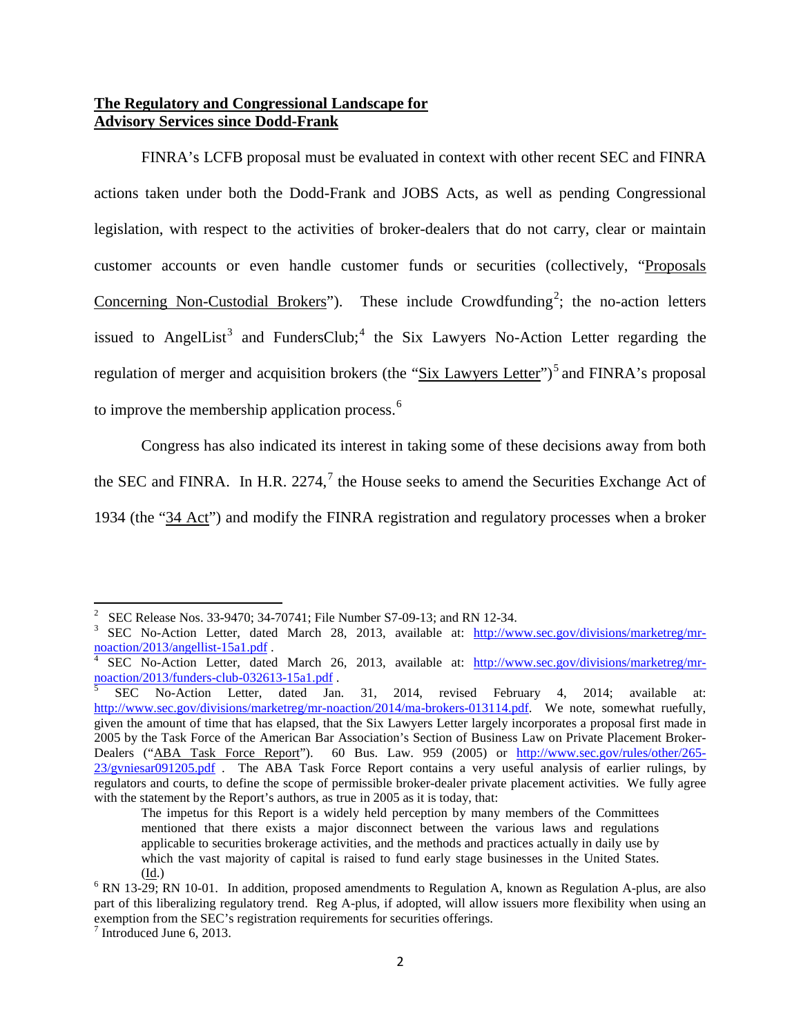**The Regulatory and Congressional Landscape for Advisory Services since Dodd-Frank**

FINRA's LCFB proposal must be evaluated in context with other recent SEC and FINRA actions taken under both the Dodd-Frank and JOBS Acts, as well as pending Congressional legislation, with respect to the activities of broker-dealers that do not carry, clear or maintain customer accounts or even handle customer funds or securities (collectively, "Proposals Concerning Non-Custodial Brokers"). These include Crowdfunding[2]; the no-action letters issued to AngelList[3] and FundersClub;[4] the Six Lawyers No-Action Letter regarding the regulation of merger and acquisition brokers (the "Six Lawyers Letter")[5] and FINRA's proposal to improve the membership application process.[6]

Congress has also indicated its interest in taking some of these decisions away from both the SEC and FINRA. In H.R. 2274,[7] the House seeks to amend the Securities Exchange Act of 1934 (the "34 Act") and modify the FINRA registration and regulatory processes when a broker

---

[2] SEC Release Nos. 33-9470; 34-70741; File Number S7-09-13; and RN 12-34.

[3] SEC No-Action Letter, dated March 28, 2013, available at: http://www.sec.gov/divisions/marketreg/mr-noaction/2013/angellist-15a1.pdf .

[4] SEC No-Action Letter, dated March 26, 2013, available at: http://www.sec.gov/divisions/marketreg/mr-noaction/2013/funders-club-032613-15a1.pdf .

[5] SEC No-Action Letter, dated Jan. 31, 2014, revised February 4, 2014; available at: http://www.sec.gov/divisions/marketreg/mr-noaction/2014/ma-brokers-013114.pdf. We note, somewhat ruefully, given the amount of time that has elapsed, that the Six Lawyers Letter largely incorporates a proposal first made in 2005 by the Task Force of the American Bar Association's Section of Business Law on Private Placement Broker-Dealers ("ABA Task Force Report"). 60 Bus. Law. 959 (2005) or http://www.sec.gov/rules/other/265-23/gvniesar091205.pdf . The ABA Task Force Report contains a very useful analysis of earlier rulings, by regulators and courts, to define the scope of permissible broker-dealer private placement activities. We fully agree with the statement by the Report's authors, as true in 2005 as it is today, that:

> The impetus for this Report is a widely held perception by many members of the Committees mentioned that there exists a major disconnect between the various laws and regulations applicable to securities brokerage activities, and the methods and practices actually in daily use by which the vast majority of capital is raised to fund early stage businesses in the United States. (Id.)

[6] RN 13-29; RN 10-01. In addition, proposed amendments to Regulation A, known as Regulation A-plus, are also part of this liberalizing regulatory trend. Reg A-plus, if adopted, will allow issuers more flexibility when using an exemption from the SEC's registration requirements for securities offerings.

[7] Introduced June 6, 2013.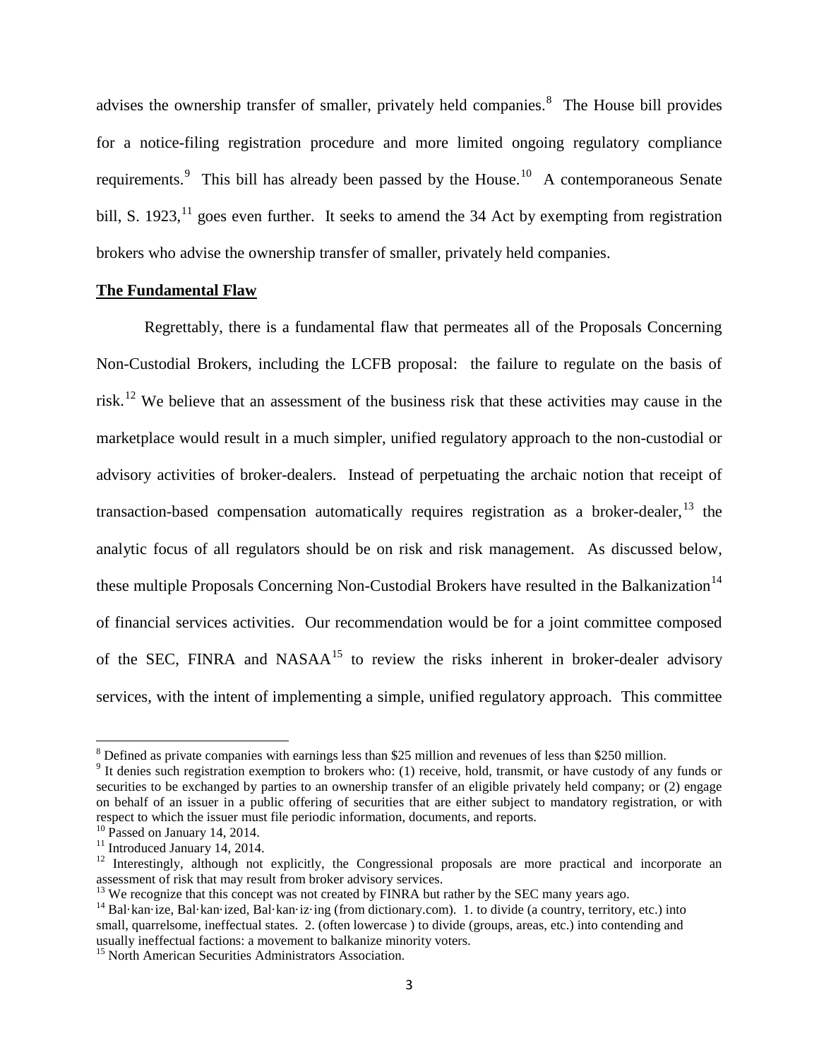advises the ownership transfer of smaller, privately held companies.[8] The House bill provides for a notice-filing registration procedure and more limited ongoing regulatory compliance requirements.[9] This bill has already been passed by the House.[10] A contemporaneous Senate bill, S. 1923,[11] goes even further. It seeks to amend the 34 Act by exempting from registration brokers who advise the ownership transfer of smaller, privately held companies.

**The Fundamental Flaw**

Regrettably, there is a fundamental flaw that permeates all of the Proposals Concerning Non-Custodial Brokers, including the LCFB proposal: the failure to regulate on the basis of risk.[12] We believe that an assessment of the business risk that these activities may cause in the marketplace would result in a much simpler, unified regulatory approach to the non-custodial or advisory activities of broker-dealers. Instead of perpetuating the archaic notion that receipt of transaction-based compensation automatically requires registration as a broker-dealer,[13] the analytic focus of all regulators should be on risk and risk management. As discussed below, these multiple Proposals Concerning Non-Custodial Brokers have resulted in the Balkanization[14] of financial services activities. Our recommendation would be for a joint committee composed of the SEC, FINRA and NASAA[15] to review the risks inherent in broker-dealer advisory services, with the intent of implementing a simple, unified regulatory approach. This committee

---

[8] Defined as private companies with earnings less than $25 million and revenues of less than $250 million.

[9] It denies such registration exemption to brokers who: (1) receive, hold, transmit, or have custody of any funds or securities to be exchanged by parties to an ownership transfer of an eligible privately held company; or (2) engage on behalf of an issuer in a public offering of securities that are either subject to mandatory registration, or with respect to which the issuer must file periodic information, documents, and reports.

[10] Passed on January 14, 2014.

[11] Introduced January 14, 2014.

[12] Interestingly, although not explicitly, the Congressional proposals are more practical and incorporate an assessment of risk that may result from broker advisory services.

[13] We recognize that this concept was not created by FINRA but rather by the SEC many years ago.

[14] Bal·kan·ize, Bal·kan·ized, Bal·kan·iz·ing (from dictionary.com). 1. to divide (a country, territory, etc.) into small, quarrelsome, ineffectual states. 2. (often lowercase ) to divide (groups, areas, etc.) into contending and usually ineffectual factions: a movement to balkanize minority voters.

[15] North American Securities Administrators Association.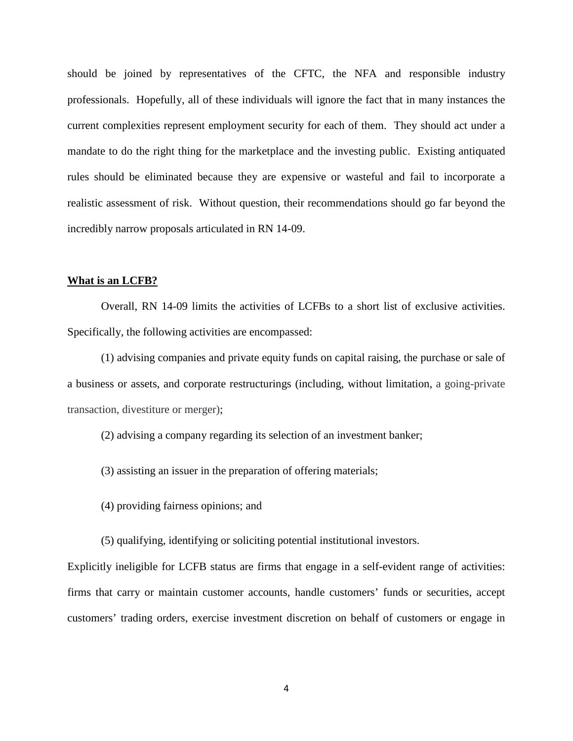should be joined by representatives of the CFTC, the NFA and responsible industry professionals. Hopefully, all of these individuals will ignore the fact that in many instances the current complexities represent employment security for each of them. They should act under a mandate to do the right thing for the marketplace and the investing public. Existing antiquated rules should be eliminated because they are expensive or wasteful and fail to incorporate a realistic assessment of risk. Without question, their recommendations should go far beyond the incredibly narrow proposals articulated in RN 14-09.

**<u>What is an LCFB?</u>**

Overall, RN 14-09 limits the activities of LCFBs to a short list of exclusive activities. Specifically, the following activities are encompassed:

(1) advising companies and private equity funds on capital raising, the purchase or sale of a business or assets, and corporate restructurings (including, without limitation, a going-private transaction, divestiture or merger);

(2) advising a company regarding its selection of an investment banker;

(3) assisting an issuer in the preparation of offering materials;

(4) providing fairness opinions; and

(5) qualifying, identifying or soliciting potential institutional investors.

Explicitly ineligible for LCFB status are firms that engage in a self-evident range of activities: firms that carry or maintain customer accounts, handle customers' funds or securities, accept customers' trading orders, exercise investment discretion on behalf of customers or engage in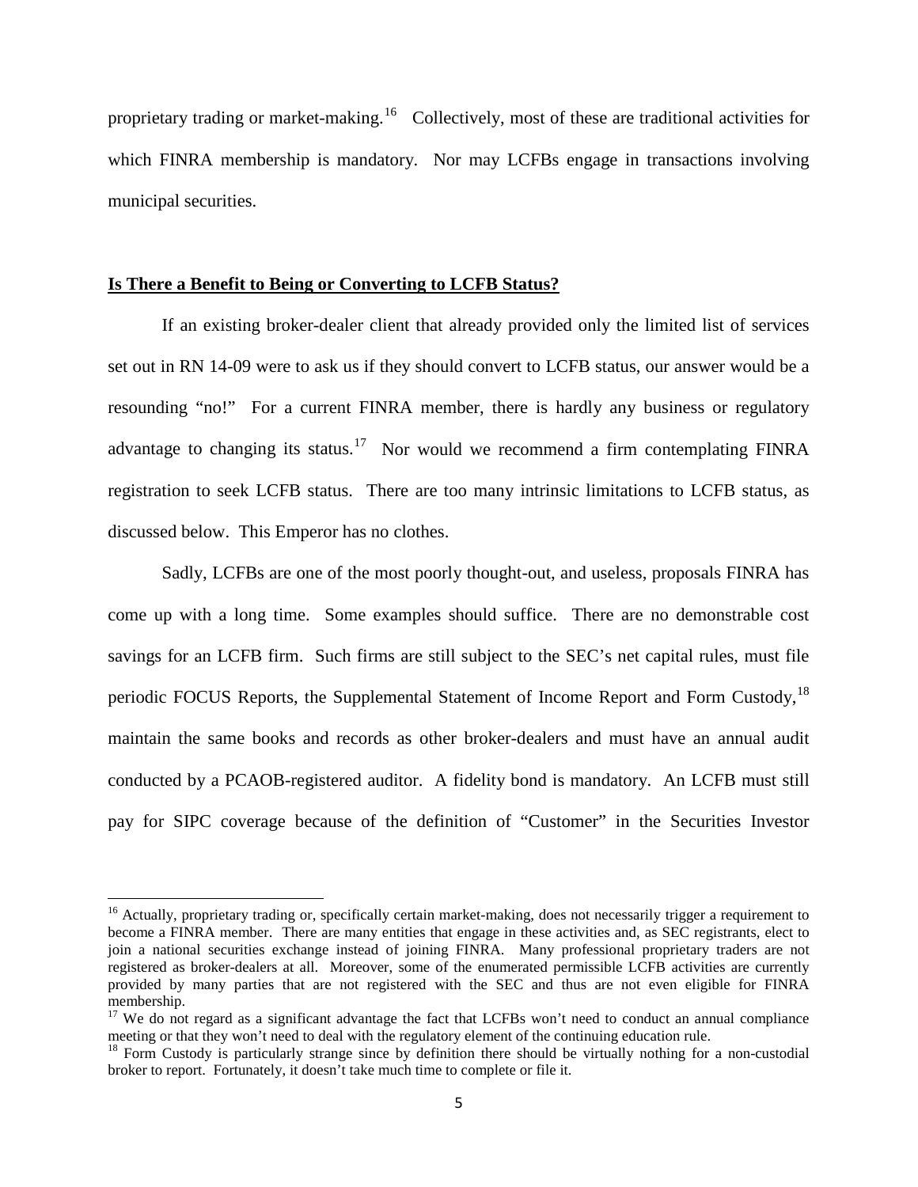proprietary trading or market-making.[16] Collectively, most of these are traditional activities for which FINRA membership is mandatory. Nor may LCFBs engage in transactions involving municipal securities.

## Is There a Benefit to Being or Converting to LCFB Status?

If an existing broker-dealer client that already provided only the limited list of services set out in RN 14-09 were to ask us if they should convert to LCFB status, our answer would be a resounding "no!" For a current FINRA member, there is hardly any business or regulatory advantage to changing its status.[17] Nor would we recommend a firm contemplating FINRA registration to seek LCFB status. There are too many intrinsic limitations to LCFB status, as discussed below. This Emperor has no clothes.

Sadly, LCFBs are one of the most poorly thought-out, and useless, proposals FINRA has come up with a long time. Some examples should suffice. There are no demonstrable cost savings for an LCFB firm. Such firms are still subject to the SEC's net capital rules, must file periodic FOCUS Reports, the Supplemental Statement of Income Report and Form Custody,[18] maintain the same books and records as other broker-dealers and must have an annual audit conducted by a PCAOB-registered auditor. A fidelity bond is mandatory. An LCFB must still pay for SIPC coverage because of the definition of "Customer" in the Securities Investor

---

[16] Actually, proprietary trading or, specifically certain market-making, does not necessarily trigger a requirement to become a FINRA member. There are many entities that engage in these activities and, as SEC registrants, elect to join a national securities exchange instead of joining FINRA. Many professional proprietary traders are not registered as broker-dealers at all. Moreover, some of the enumerated permissible LCFB activities are currently provided by many parties that are not registered with the SEC and thus are not even eligible for FINRA membership.

[17] We do not regard as a significant advantage the fact that LCFBs won't need to conduct an annual compliance meeting or that they won't need to deal with the regulatory element of the continuing education rule.

[18] Form Custody is particularly strange since by definition there should be virtually nothing for a non-custodial broker to report. Fortunately, it doesn't take much time to complete or file it.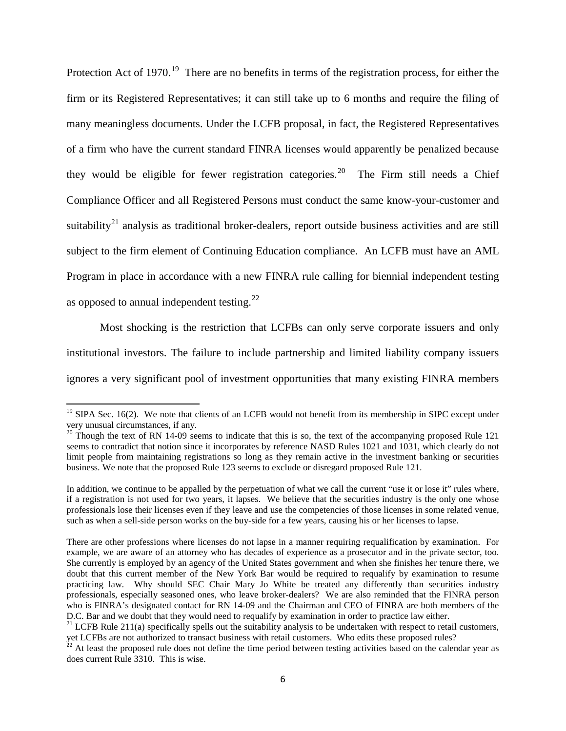Protection Act of 1970.[19] There are no benefits in terms of the registration process, for either the firm or its Registered Representatives; it can still take up to 6 months and require the filing of many meaningless documents. Under the LCFB proposal, in fact, the Registered Representatives of a firm who have the current standard FINRA licenses would apparently be penalized because they would be eligible for fewer registration categories.[20] The Firm still needs a Chief Compliance Officer and all Registered Persons must conduct the same know-your-customer and suitability[21] analysis as traditional broker-dealers, report outside business activities and are still subject to the firm element of Continuing Education compliance. An LCFB must have an AML Program in place in accordance with a new FINRA rule calling for biennial independent testing as opposed to annual independent testing.[22]

Most shocking is the restriction that LCFBs can only serve corporate issuers and only institutional investors. The failure to include partnership and limited liability company issuers ignores a very significant pool of investment opportunities that many existing FINRA members

---

[19] SIPA Sec. 16(2). We note that clients of an LCFB would not benefit from its membership in SIPC except under very unusual circumstances, if any.

[20] Though the text of RN 14-09 seems to indicate that this is so, the text of the accompanying proposed Rule 121 seems to contradict that notion since it incorporates by reference NASD Rules 1021 and 1031, which clearly do not limit people from maintaining registrations so long as they remain active in the investment banking or securities business. We note that the proposed Rule 123 seems to exclude or disregard proposed Rule 121.

In addition, we continue to be appalled by the perpetuation of what we call the current "use it or lose it" rules where, if a registration is not used for two years, it lapses. We believe that the securities industry is the only one whose professionals lose their licenses even if they leave and use the competencies of those licenses in some related venue, such as when a sell-side person works on the buy-side for a few years, causing his or her licenses to lapse.

There are other professions where licenses do not lapse in a manner requiring requalification by examination. For example, we are aware of an attorney who has decades of experience as a prosecutor and in the private sector, too. She currently is employed by an agency of the United States government and when she finishes her tenure there, we doubt that this current member of the New York Bar would be required to requalify by examination to resume practicing law. Why should SEC Chair Mary Jo White be treated any differently than securities industry professionals, especially seasoned ones, who leave broker-dealers? We are also reminded that the FINRA person who is FINRA's designated contact for RN 14-09 and the Chairman and CEO of FINRA are both members of the D.C. Bar and we doubt that they would need to requalify by examination in order to practice law either.

[21] LCFB Rule 211(a) specifically spells out the suitability analysis to be undertaken with respect to retail customers, yet LCFBs are not authorized to transact business with retail customers. Who edits these proposed rules?

[22] At least the proposed rule does not define the time period between testing activities based on the calendar year as does current Rule 3310. This is wise.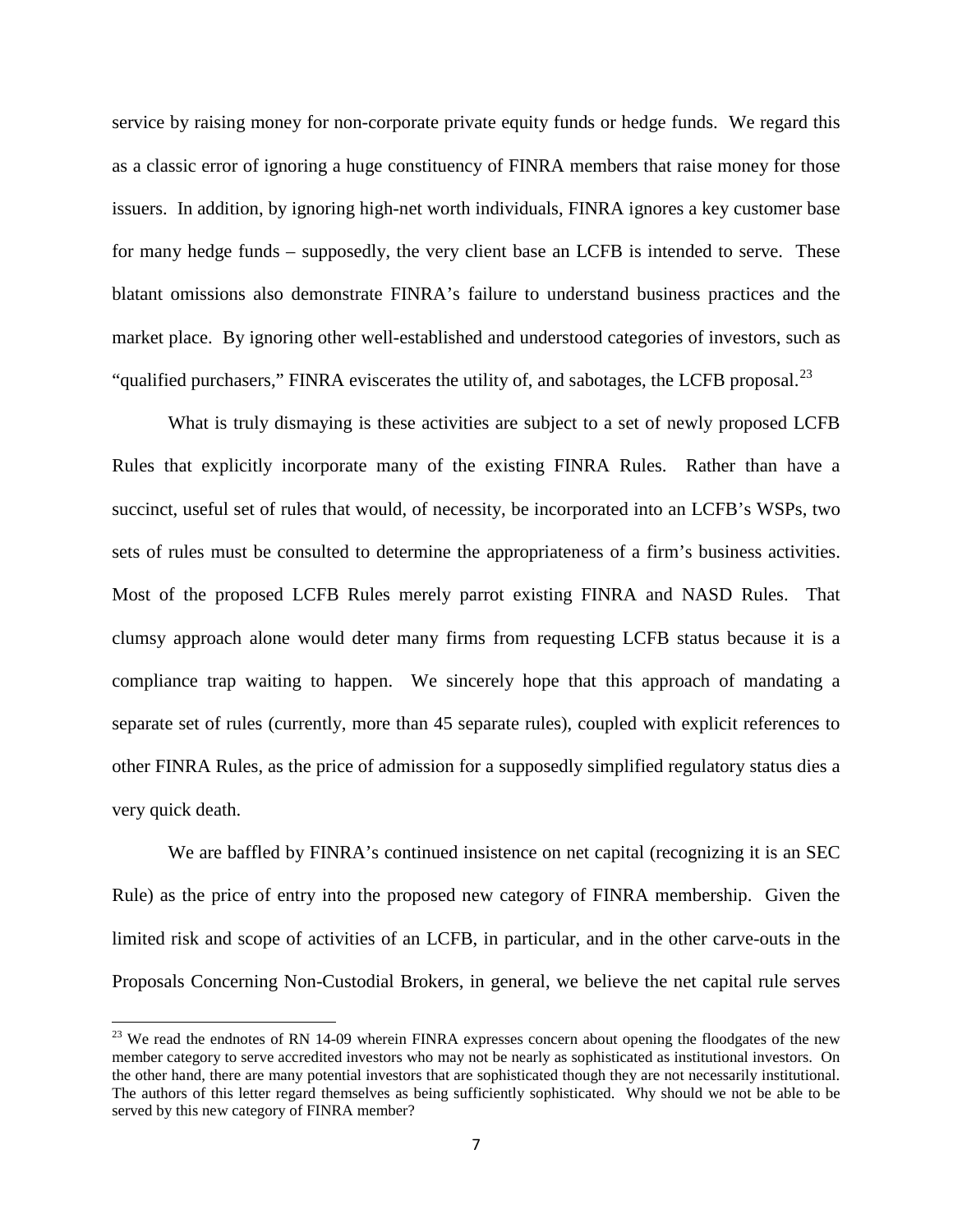service by raising money for non-corporate private equity funds or hedge funds. We regard this as a classic error of ignoring a huge constituency of FINRA members that raise money for those issuers. In addition, by ignoring high-net worth individuals, FINRA ignores a key customer base for many hedge funds – supposedly, the very client base an LCFB is intended to serve. These blatant omissions also demonstrate FINRA's failure to understand business practices and the market place. By ignoring other well-established and understood categories of investors, such as "qualified purchasers," FINRA eviscerates the utility of, and sabotages, the LCFB proposal.[23]

What is truly dismaying is these activities are subject to a set of newly proposed LCFB Rules that explicitly incorporate many of the existing FINRA Rules. Rather than have a succinct, useful set of rules that would, of necessity, be incorporated into an LCFB's WSPs, two sets of rules must be consulted to determine the appropriateness of a firm's business activities. Most of the proposed LCFB Rules merely parrot existing FINRA and NASD Rules. That clumsy approach alone would deter many firms from requesting LCFB status because it is a compliance trap waiting to happen. We sincerely hope that this approach of mandating a separate set of rules (currently, more than 45 separate rules), coupled with explicit references to other FINRA Rules, as the price of admission for a supposedly simplified regulatory status dies a very quick death.

We are baffled by FINRA's continued insistence on net capital (recognizing it is an SEC Rule) as the price of entry into the proposed new category of FINRA membership. Given the limited risk and scope of activities of an LCFB, in particular, and in the other carve-outs in the Proposals Concerning Non-Custodial Brokers, in general, we believe the net capital rule serves

[23] We read the endnotes of RN 14-09 wherein FINRA expresses concern about opening the floodgates of the new member category to serve accredited investors who may not be nearly as sophisticated as institutional investors. On the other hand, there are many potential investors that are sophisticated though they are not necessarily institutional. The authors of this letter regard themselves as being sufficiently sophisticated. Why should we not be able to be served by this new category of FINRA member?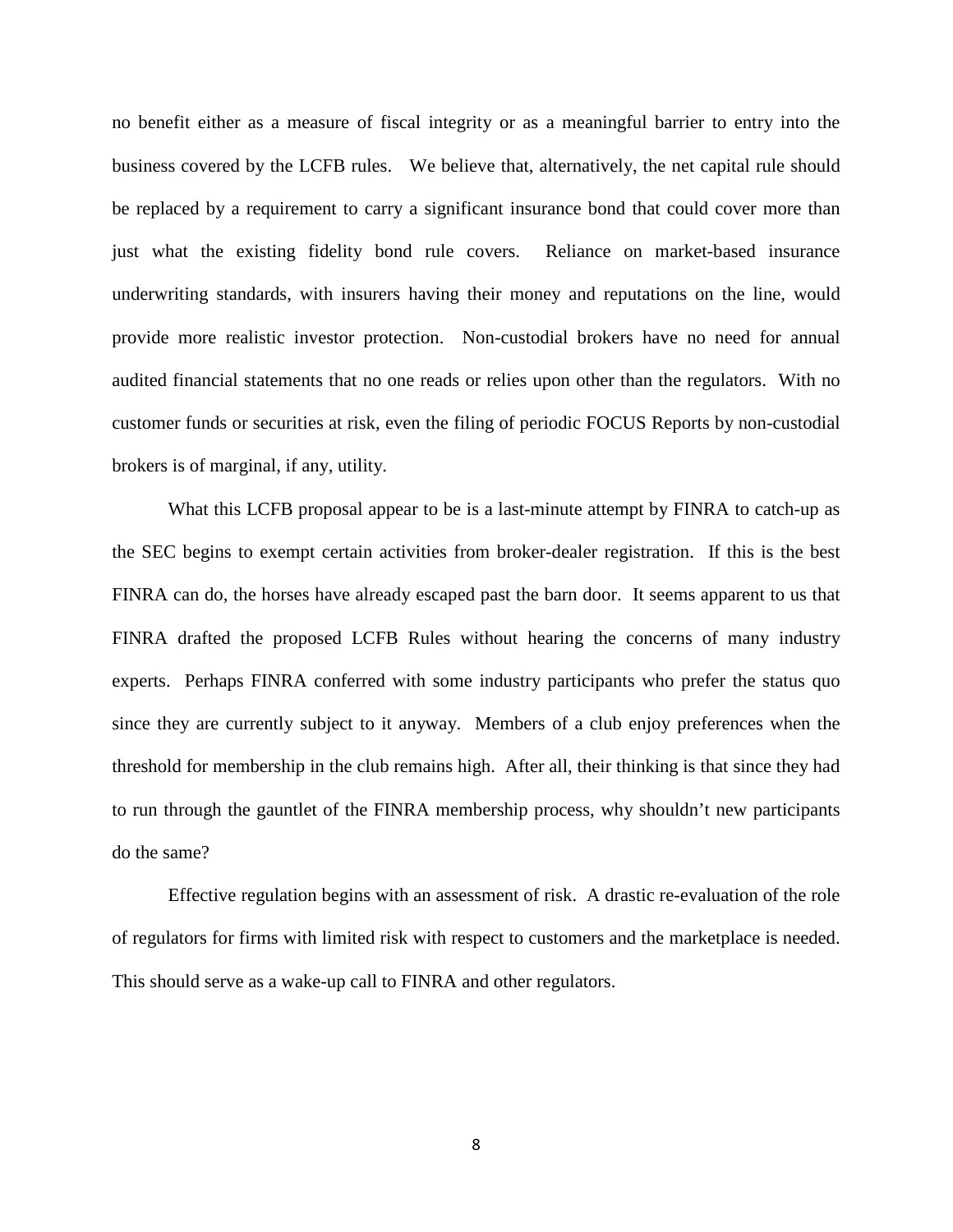no benefit either as a measure of fiscal integrity or as a meaningful barrier to entry into the business covered by the LCFB rules. We believe that, alternatively, the net capital rule should be replaced by a requirement to carry a significant insurance bond that could cover more than just what the existing fidelity bond rule covers. Reliance on market-based insurance underwriting standards, with insurers having their money and reputations on the line, would provide more realistic investor protection. Non-custodial brokers have no need for annual audited financial statements that no one reads or relies upon other than the regulators. With no customer funds or securities at risk, even the filing of periodic FOCUS Reports by non-custodial brokers is of marginal, if any, utility.

What this LCFB proposal appear to be is a last-minute attempt by FINRA to catch-up as the SEC begins to exempt certain activities from broker-dealer registration. If this is the best FINRA can do, the horses have already escaped past the barn door. It seems apparent to us that FINRA drafted the proposed LCFB Rules without hearing the concerns of many industry experts. Perhaps FINRA conferred with some industry participants who prefer the status quo since they are currently subject to it anyway. Members of a club enjoy preferences when the threshold for membership in the club remains high. After all, their thinking is that since they had to run through the gauntlet of the FINRA membership process, why shouldn't new participants do the same?

Effective regulation begins with an assessment of risk. A drastic re-evaluation of the role of regulators for firms with limited risk with respect to customers and the marketplace is needed. This should serve as a wake-up call to FINRA and other regulators.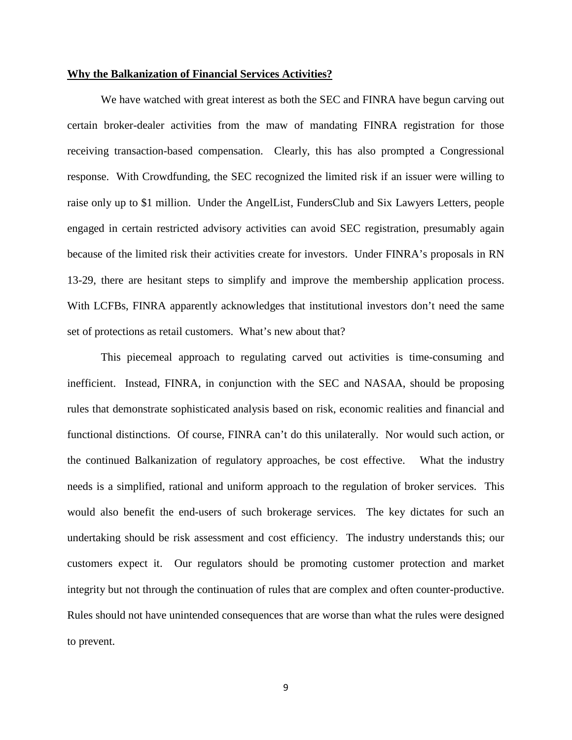**Why the Balkanization of Financial Services Activities?**

We have watched with great interest as both the SEC and FINRA have begun carving out certain broker-dealer activities from the maw of mandating FINRA registration for those receiving transaction-based compensation. Clearly, this has also prompted a Congressional response. With Crowdfunding, the SEC recognized the limited risk if an issuer were willing to raise only up to $1 million. Under the AngelList, FundersClub and Six Lawyers Letters, people engaged in certain restricted advisory activities can avoid SEC registration, presumably again because of the limited risk their activities create for investors. Under FINRA's proposals in RN 13-29, there are hesitant steps to simplify and improve the membership application process. With LCFBs, FINRA apparently acknowledges that institutional investors don't need the same set of protections as retail customers. What's new about that?

This piecemeal approach to regulating carved out activities is time-consuming and inefficient. Instead, FINRA, in conjunction with the SEC and NASAA, should be proposing rules that demonstrate sophisticated analysis based on risk, economic realities and financial and functional distinctions. Of course, FINRA can't do this unilaterally. Nor would such action, or the continued Balkanization of regulatory approaches, be cost effective. What the industry needs is a simplified, rational and uniform approach to the regulation of broker services. This would also benefit the end-users of such brokerage services. The key dictates for such an undertaking should be risk assessment and cost efficiency. The industry understands this; our customers expect it. Our regulators should be promoting customer protection and market integrity but not through the continuation of rules that are complex and often counter-productive. Rules should not have unintended consequences that are worse than what the rules were designed to prevent.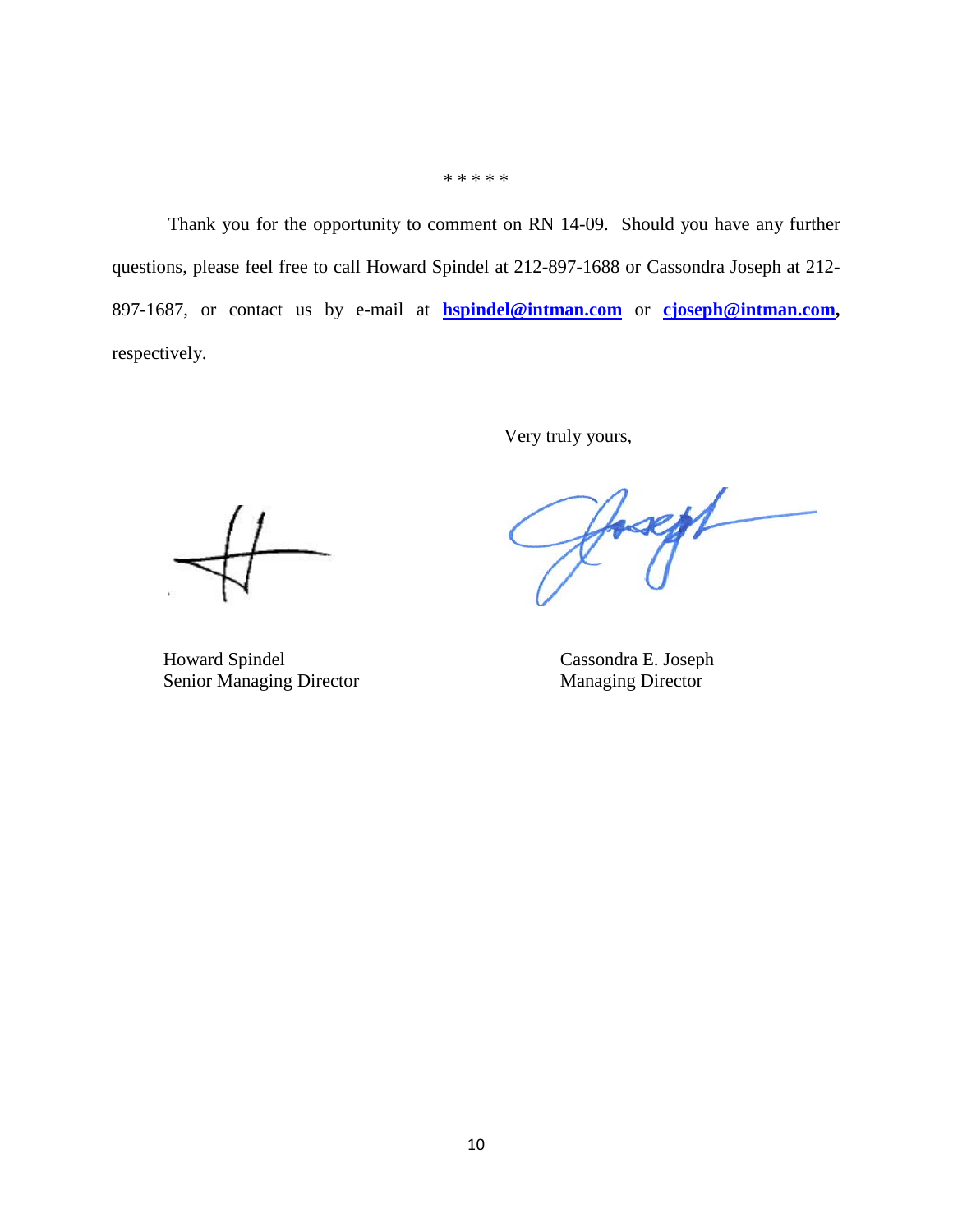\* \* \* \* \*

Thank you for the opportunity to comment on RN 14-09. Should you have any further questions, please feel free to call Howard Spindel at 212-897-1688 or Cassondra Joseph at 212-897-1687, or contact us by e-mail at **hspindel@intman.com** or **cjoseph@intman.com,** respectively.

Very truly yours,

Howard Spindel
Senior Managing Director

Cassondra E. Joseph
Managing Director